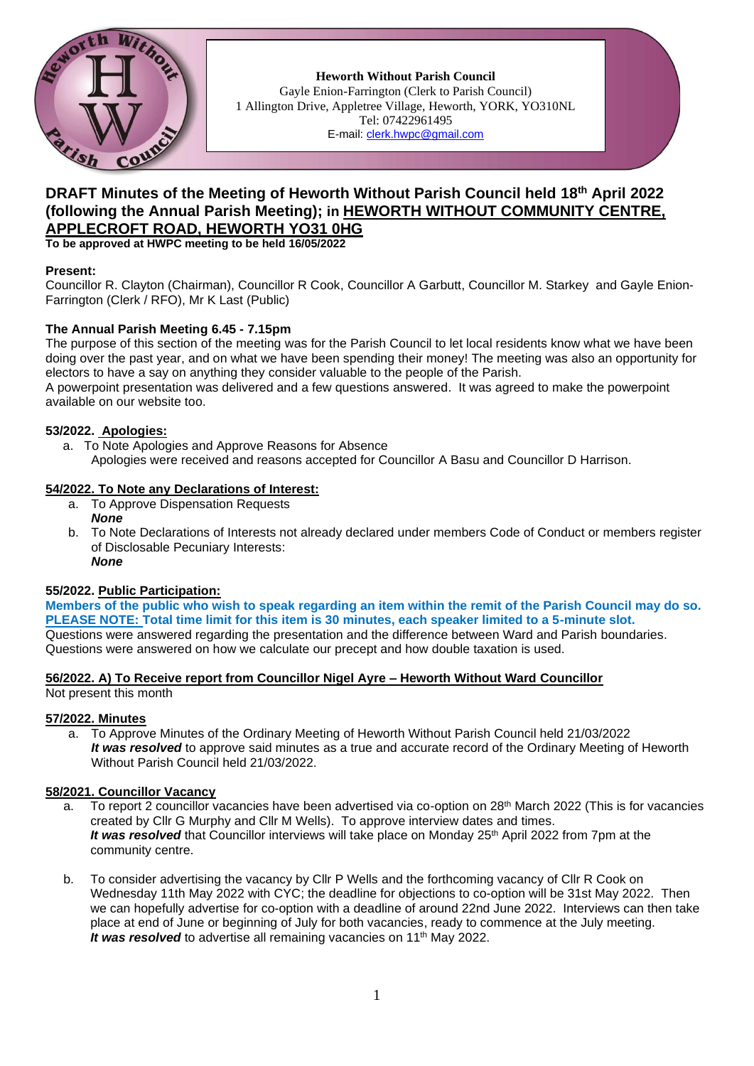**Heworth Without Parish Council**
Gayle Enion-Farrington (Clerk to Parish Council)
1 Allington Drive, Appletree Village, Heworth, YORK, YO310NL
Tel: 07422961495
E-mail: clerk.hwpc@gmail.com

# DRAFT Minutes of the Meeting of Heworth Without Parish Council held 18th April 2022 (following the Annual Parish Meeting); in HEWORTH WITHOUT COMMUNITY CENTRE, APPLECROFT ROAD, HEWORTH YO31 0HG

**To be approved at HWPC meeting to be held 16/05/2022**

**Present:**
Councillor R. Clayton (Chairman), Councillor R Cook, Councillor A Garbutt, Councillor M. Starkey and Gayle Enion-Farrington (Clerk / RFO), Mr K Last (Public)

**The Annual Parish Meeting 6.45 - 7.15pm**
The purpose of this section of the meeting was for the Parish Council to let local residents know what we have been doing over the past year, and on what we have been spending their money! The meeting was also an opportunity for electors to have a say on anything they consider valuable to the people of the Parish.
A powerpoint presentation was delivered and a few questions answered. It was agreed to make the powerpoint available on our website too.

**53/2022. Apologies:**

a. To Note Apologies and Approve Reasons for Absence
Apologies were received and reasons accepted for Councillor A Basu and Councillor D Harrison.

**54/2022. To Note any Declarations of Interest:**

a. To Approve Dispensation Requests
***None***
b. To Note Declarations of Interests not already declared under members Code of Conduct or members register of Disclosable Pecuniary Interests:
***None***

**55/2022. Public Participation:**

**Members of the public who wish to speak regarding an item within the remit of the Parish Council may do so. PLEASE NOTE: Total time limit for this item is 30 minutes, each speaker limited to a 5-minute slot.**
Questions were answered regarding the presentation and the difference between Ward and Parish boundaries.
Questions were answered on how we calculate our precept and how double taxation is used.

**56/2022. A) To Receive report from Councillor Nigel Ayre – Heworth Without Ward Councillor**
Not present this month

**57/2022. Minutes**

a. To Approve Minutes of the Ordinary Meeting of Heworth Without Parish Council held 21/03/2022
***It was resolved*** to approve said minutes as a true and accurate record of the Ordinary Meeting of Heworth Without Parish Council held 21/03/2022.

**58/2021. Councillor Vacancy**

a. To report 2 councillor vacancies have been advertised via co-option on 28th March 2022 (This is for vacancies created by Cllr G Murphy and Cllr M Wells). To approve interview dates and times.
***It was resolved*** that Councillor interviews will take place on Monday 25th April 2022 from 7pm at the community centre.

b. To consider advertising the vacancy by Cllr P Wells and the forthcoming vacancy of Cllr R Cook on Wednesday 11th May 2022 with CYC; the deadline for objections to co-option will be 31st May 2022. Then we can hopefully advertise for co-option with a deadline of around 22nd June 2022. Interviews can then take place at end of June or beginning of July for both vacancies, ready to commence at the July meeting.
***It was resolved*** to advertise all remaining vacancies on 11th May 2022.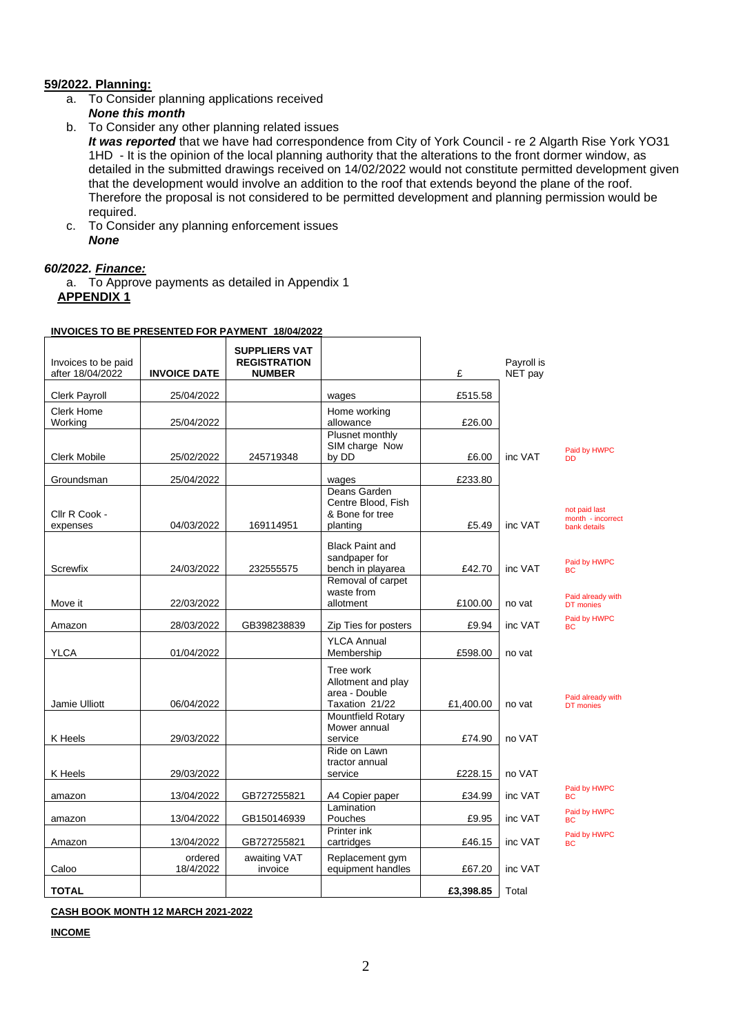**59/2022. Planning:**

a. To Consider planning applications received
   ***None this month***

b. To Consider any other planning related issues
   ***It was reported*** that we have had correspondence from City of York Council - re 2 Algarth Rise York YO31 1HD - It is the opinion of the local planning authority that the alterations to the front dormer window, as detailed in the submitted drawings received on 14/02/2022 would not constitute permitted development given that the development would involve an addition to the roof that extends beyond the plane of the roof. Therefore the proposal is not considered to be permitted development and planning permission would be required.

c. To Consider any planning enforcement issues
   ***None***

***60/2022. Finance:***

a. To Approve payments as detailed in Appendix 1

**APPENDIX 1**

**INVOICES TO BE PRESENTED FOR PAYMENT 18/04/2022**

| Invoices to be paid after 18/04/2022 | INVOICE DATE | SUPPLIERS VAT REGISTRATION NUMBER | | £ | Payroll is NET pay | |
|---|---|---|---|---|---|---|
| Clerk Payroll | 25/04/2022 | | wages | £515.58 | | |
| Clerk Home Working | 25/04/2022 | | Home working allowance | £26.00 | | |
| Clerk Mobile | 25/02/2022 | 245719348 | Plusnet monthly SIM charge Now by DD | £6.00 | inc VAT | Paid by HWPC DD |
| Groundsman | 25/04/2022 | | wages | £233.80 | | |
| Cllr R Cook - expenses | 04/03/2022 | 169114951 | Deans Garden Centre Blood, Fish & Bone for tree planting | £5.49 | inc VAT | not paid last month - incorrect bank details |
| Screwfix | 24/03/2022 | 232555575 | Black Paint and sandpaper for bench in playarea | £42.70 | inc VAT | Paid by HWPC BC |
| Move it | 22/03/2022 | | Removal of carpet waste from allotment | £100.00 | no vat | Paid already with DT monies |
| Amazon | 28/03/2022 | GB398238839 | Zip Ties for posters | £9.94 | inc VAT | Paid by HWPC BC |
| YLCA | 01/04/2022 | | YLCA Annual Membership | £598.00 | no vat | |
| Jamie Ulliott | 06/04/2022 | | Tree work Allotment and play area - Double Taxation 21/22 | £1,400.00 | no vat | Paid already with DT monies |
| K Heels | 29/03/2022 | | Mountfield Rotary Mower annual service | £74.90 | no VAT | |
| K Heels | 29/03/2022 | | Ride on Lawn tractor annual service | £228.15 | no VAT | |
| amazon | 13/04/2022 | GB727255821 | A4 Copier paper | £34.99 | inc VAT | Paid by HWPC BC |
| amazon | 13/04/2022 | GB150146939 | Lamination Pouches | £9.95 | inc VAT | Paid by HWPC BC |
| Amazon | 13/04/2022 | GB727255821 | Printer ink cartridges | £46.15 | inc VAT | Paid by HWPC BC |
| Caloo | ordered 18/4/2022 | awaiting VAT invoice | Replacement gym equipment handles | £67.20 | inc VAT | |
| **TOTAL** | | | | **£3,398.85** | Total | |

**CASH BOOK MONTH 12 MARCH 2021-2022**

**INCOME**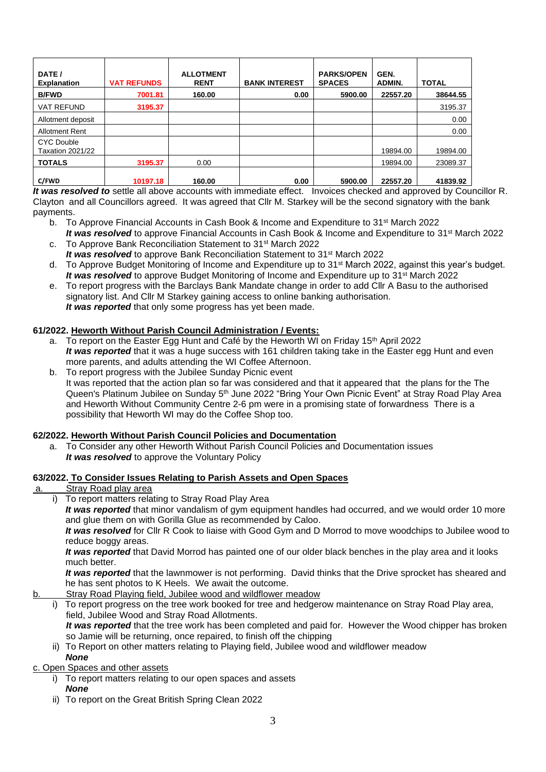| DATE / Explanation | VAT REFUNDS | ALLOTMENT RENT | BANK INTEREST | PARKS/OPEN SPACES | GEN. ADMIN. | TOTAL |
|---|---|---|---|---|---|---|
| **B/FWD** | **7001.81** | **160.00** | **0.00** | **5900.00** | **22557.20** | **38644.55** |
| VAT REFUND | **3195.37** | | | | | 3195.37 |
| Allotment deposit | | | | | | 0.00 |
| Allotment Rent | | | | | | 0.00 |
| CYC Double Taxation 2021/22 | | | | | 19894.00 | 19894.00 |
| **TOTALS** | **3195.37** | 0.00 | | | 19894.00 | 23089.37 |
| **C/FWD** | **10197.18** | **160.00** | **0.00** | **5900.00** | **22557.20** | **41839.92** |

***It was resolved to*** settle all above accounts with immediate effect. Invoices checked and approved by Councillor R. Clayton and all Councillors agreed. It was agreed that Cllr M. Starkey will be the second signatory with the bank payments.

b. To Approve Financial Accounts in Cash Book & Income and Expenditure to 31st March 2022
***It was resolved*** to approve Financial Accounts in Cash Book & Income and Expenditure to 31st March 2022

c. To Approve Bank Reconciliation Statement to 31st March 2022
***It was resolved*** to approve Bank Reconciliation Statement to 31st March 2022

d. To Approve Budget Monitoring of Income and Expenditure up to 31st March 2022, against this year's budget.
***It was resolved*** to approve Budget Monitoring of Income and Expenditure up to 31st March 2022

e. To report progress with the Barclays Bank Mandate change in order to add Cllr A Basu to the authorised signatory list. And Cllr M Starkey gaining access to online banking authorisation.
***It was reported*** that only some progress has yet been made.

**61/2022. <u>Heworth Without Parish Council Administration / Events:</u>**

a. To report on the Easter Egg Hunt and Café by the Heworth WI on Friday 15th April 2022
***It was reported*** that it was a huge success with 161 children taking take in the Easter egg Hunt and even more parents, and adults attending the WI Coffee Afternoon.

b. To report progress with the Jubilee Sunday Picnic event
It was reported that the action plan so far was considered and that it appeared that the plans for the The Queen's Platinum Jubilee on Sunday 5th June 2022 "Bring Your Own Picnic Event" at Stray Road Play Area and Heworth Without Community Centre 2-6 pm were in a promising state of forwardness There is a possibility that Heworth WI may do the Coffee Shop too.

**62/2022. <u>Heworth Without Parish Council Policies and Documentation</u>**

a. To Consider any other Heworth Without Parish Council Policies and Documentation issues
***It was resolved*** to approve the Voluntary Policy

**63/2022. <u>To Consider Issues Relating to Parish Assets and Open Spaces</u>**

a. <u>Stray Road play area</u>

i) To report matters relating to Stray Road Play Area
***It was reported*** that minor vandalism of gym equipment handles had occurred, and we would order 10 more and glue them on with Gorilla Glue as recommended by Caloo.
***It was resolved*** for Cllr R Cook to liaise with Good Gym and D Morrod to move woodchips to Jubilee wood to reduce boggy areas.
***It was reported*** that David Morrod has painted one of our older black benches in the play area and it looks much better.
***It was reported*** that the lawnmower is not performing. David thinks that the Drive sprocket has sheared and he has sent photos to K Heels. We await the outcome.

b. <u>Stray Road Playing field, Jubilee wood and wildflower meadow</u>

i) To report progress on the tree work booked for tree and hedgerow maintenance on Stray Road Play area, field, Jubilee Wood and Stray Road Allotments.
***It was reported*** that the tree work has been completed and paid for. However the Wood chipper has broken so Jamie will be returning, once repaired, to finish off the chipping

ii) To Report on other matters relating to Playing field, Jubilee wood and wildflower meadow
***None***

c. <u>Open Spaces and other assets</u>

i) To report matters relating to our open spaces and assets
***None***

ii) To report on the Great British Spring Clean 2022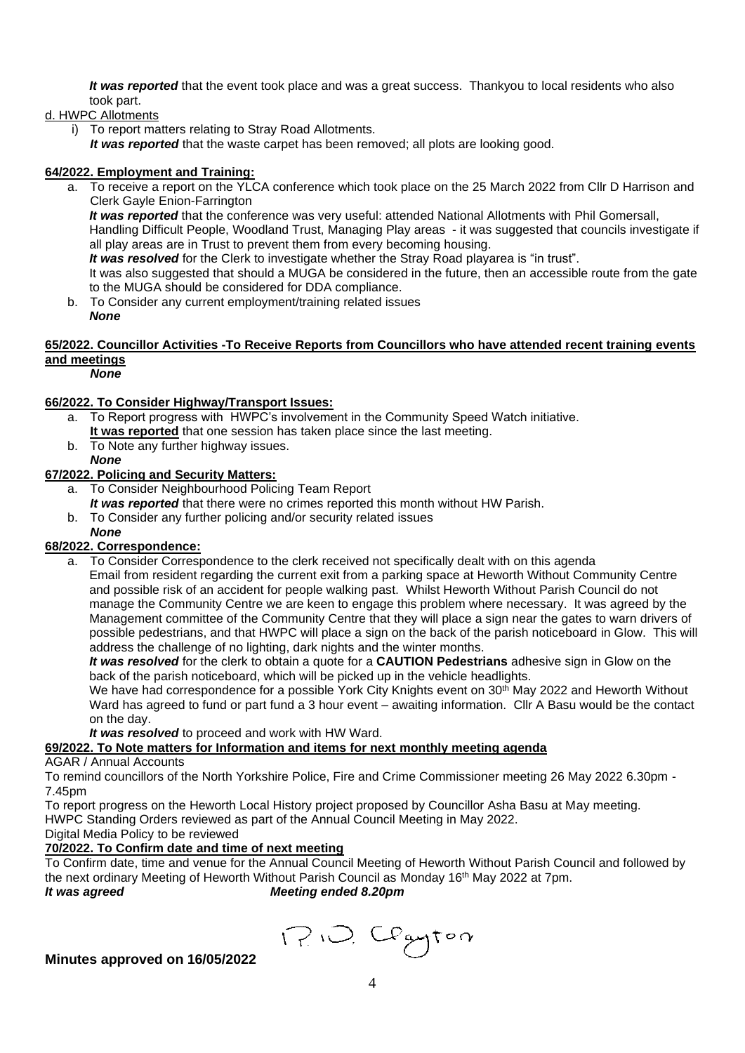*It was reported* that the event took place and was a great success. Thankyou to local residents who also took part.

d. HWPC Allotments

i) To report matters relating to Stray Road Allotments.
*It was reported* that the waste carpet has been removed; all plots are looking good.

**64/2022. Employment and Training:**

a. To receive a report on the YLCA conference which took place on the 25 March 2022 from Cllr D Harrison and Clerk Gayle Enion-Farrington
*It was reported* that the conference was very useful: attended National Allotments with Phil Gomersall, Handling Difficult People, Woodland Trust, Managing Play areas - it was suggested that councils investigate if all play areas are in Trust to prevent them from every becoming housing.
*It was resolved* for the Clerk to investigate whether the Stray Road playarea is "in trust".
It was also suggested that should a MUGA be considered in the future, then an accessible route from the gate to the MUGA should be considered for DDA compliance.

b. To Consider any current employment/training related issues
***None***

**65/2022. Councillor Activities -To Receive Reports from Councillors who have attended recent training events and meetings**

***None***

**66/2022. To Consider Highway/Transport Issues:**

a. To Report progress with HWPC's involvement in the Community Speed Watch initiative.
**It was reported** that one session has taken place since the last meeting.

b. To Note any further highway issues.
***None***

**67/2022. Policing and Security Matters:**

a. To Consider Neighbourhood Policing Team Report
*It was reported* that there were no crimes reported this month without HW Parish.

b. To Consider any further policing and/or security related issues
***None***

**68/2022. Correspondence:**

a. To Consider Correspondence to the clerk received not specifically dealt with on this agenda
Email from resident regarding the current exit from a parking space at Heworth Without Community Centre and possible risk of an accident for people walking past. Whilst Heworth Without Parish Council do not manage the Community Centre we are keen to engage this problem where necessary. It was agreed by the Management committee of the Community Centre that they will place a sign near the gates to warn drivers of possible pedestrians, and that HWPC will place a sign on the back of the parish noticeboard in Glow. This will address the challenge of no lighting, dark nights and the winter months.
*It was resolved* for the clerk to obtain a quote for a **CAUTION Pedestrians** adhesive sign in Glow on the back of the parish noticeboard, which will be picked up in the vehicle headlights.
We have had correspondence for a possible York City Knights event on 30th May 2022 and Heworth Without Ward has agreed to fund or part fund a 3 hour event – awaiting information. Cllr A Basu would be the contact on the day.
*It was resolved* to proceed and work with HW Ward.

**69/2022. To Note matters for Information and items for next monthly meeting agenda**

AGAR / Annual Accounts

To remind councillors of the North Yorkshire Police, Fire and Crime Commissioner meeting 26 May 2022 6.30pm - 7.45pm

To report progress on the Heworth Local History project proposed by Councillor Asha Basu at May meeting.

HWPC Standing Orders reviewed as part of the Annual Council Meeting in May 2022.

Digital Media Policy to be reviewed

**70/2022. To Confirm date and time of next meeting**

To Confirm date, time and venue for the Annual Council Meeting of Heworth Without Parish Council and followed by the next ordinary Meeting of Heworth Without Parish Council as Monday 16th May 2022 at 7pm.

***It was agreed*** ***Meeting ended 8.20pm***

P.D. Clayton

**Minutes approved on 16/05/2022**